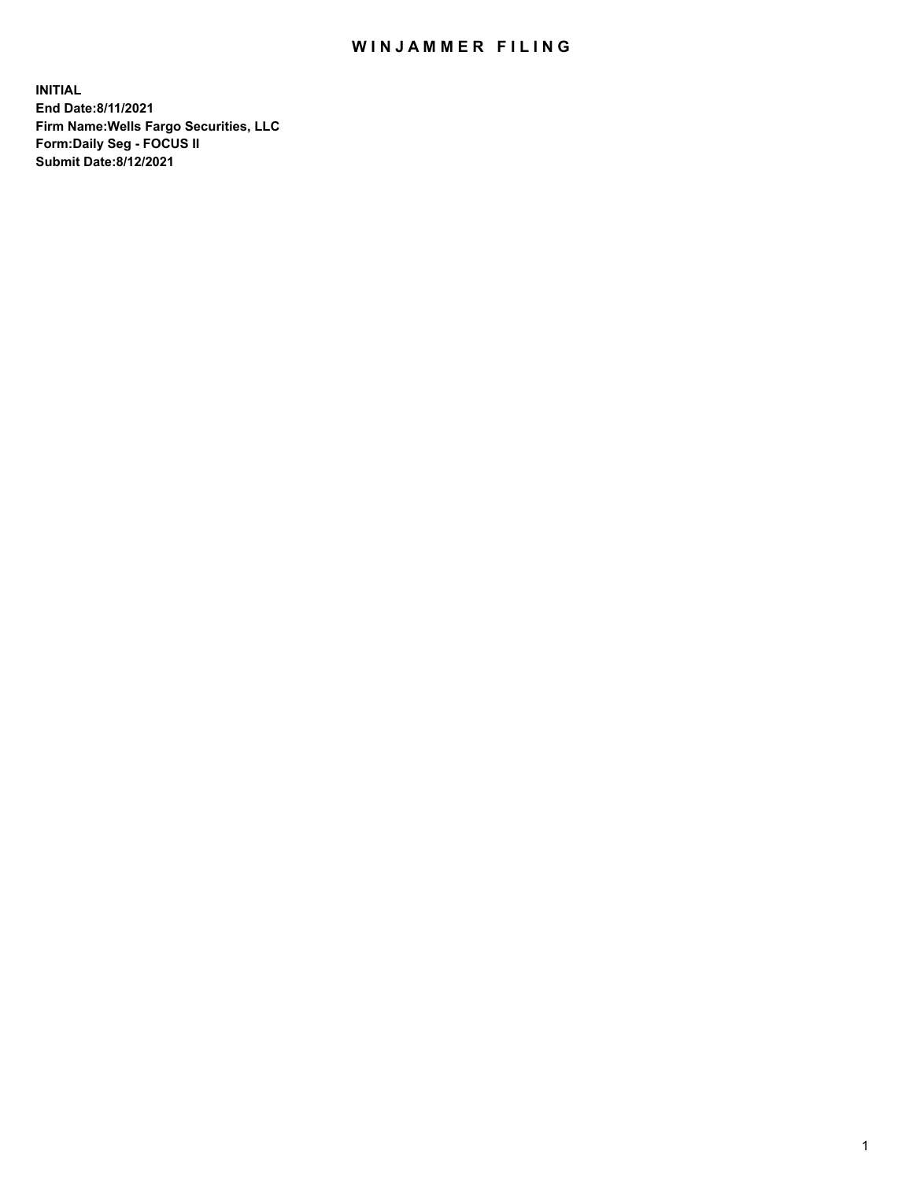# WINJAMMER FILING

**INITIAL**
**End Date:8/11/2021**
**Firm Name:Wells Fargo Securities, LLC**
**Form:Daily Seg - FOCUS II**
**Submit Date:8/12/2021**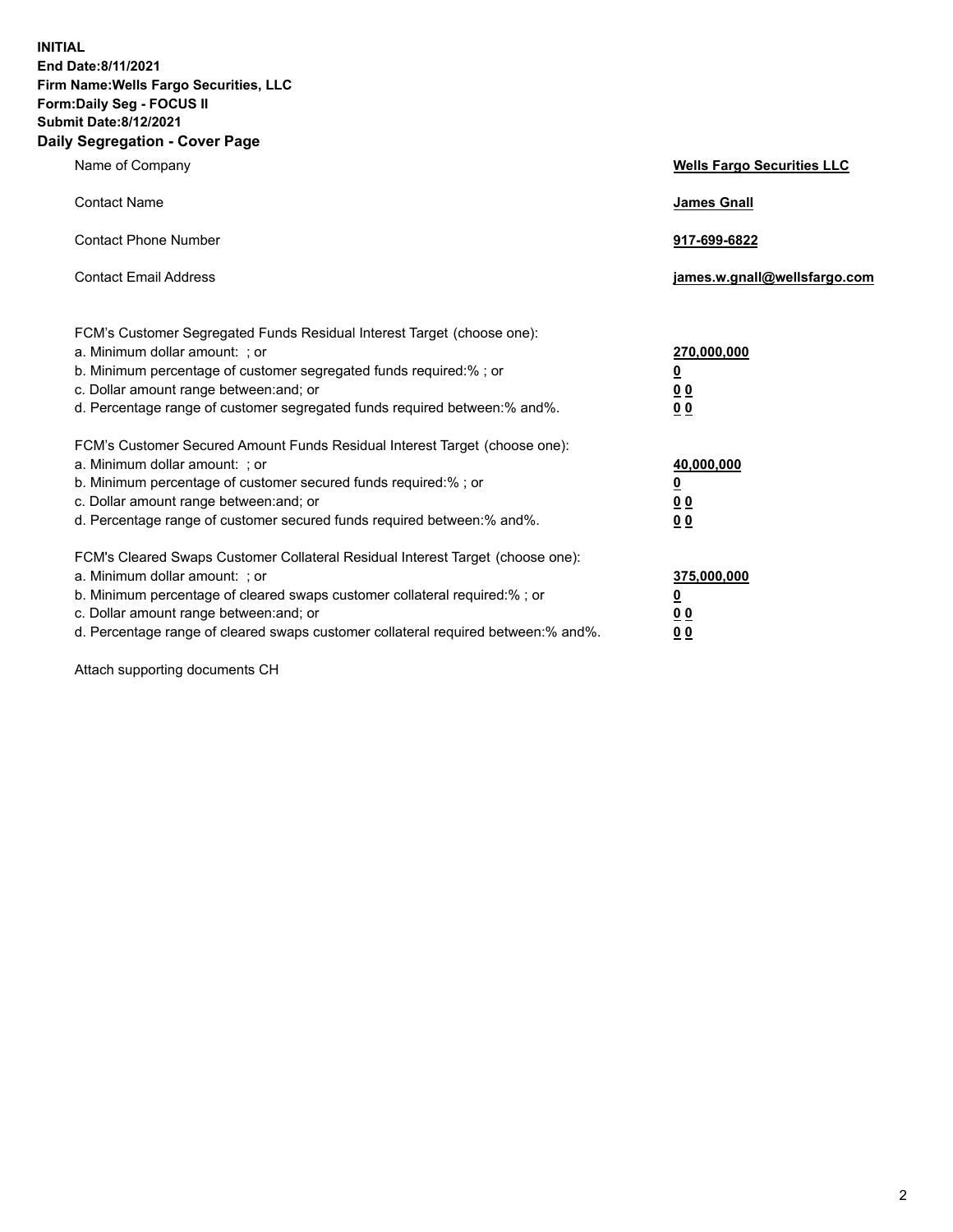**INITIAL**
**End Date:8/11/2021**
**Firm Name:Wells Fargo Securities, LLC**
**Form:Daily Seg - FOCUS II**
**Submit Date:8/12/2021**
**Daily Segregation - Cover Page**

| | |
|---|---|
| Name of Company | **Wells Fargo Securities LLC** |
| Contact Name | **James Gnall** |
| Contact Phone Number | **917-699-6822** |
| Contact Email Address | **james.w.gnall@wellsfargo.com** |

| | |
|---|---|
| FCM's Customer Segregated Funds Residual Interest Target (choose one): | |
| a. Minimum dollar amount: ; or | **270,000,000** |
| b. Minimum percentage of customer segregated funds required:% ; or | **0** |
| c. Dollar amount range between:and; or | **0 0** |
| d. Percentage range of customer segregated funds required between:% and%. | **0 0** |
| FCM's Customer Secured Amount Funds Residual Interest Target (choose one): | |
| a. Minimum dollar amount: ; or | **40,000,000** |
| b. Minimum percentage of customer secured funds required:% ; or | **0** |
| c. Dollar amount range between:and; or | **0 0** |
| d. Percentage range of customer secured funds required between:% and%. | **0 0** |
| FCM's Cleared Swaps Customer Collateral Residual Interest Target (choose one): | |
| a. Minimum dollar amount: ; or | **375,000,000** |
| b. Minimum percentage of cleared swaps customer collateral required:% ; or | **0** |
| c. Dollar amount range between:and; or | **0 0** |
| d. Percentage range of cleared swaps customer collateral required between:% and%. | **0 0** |

Attach supporting documents CH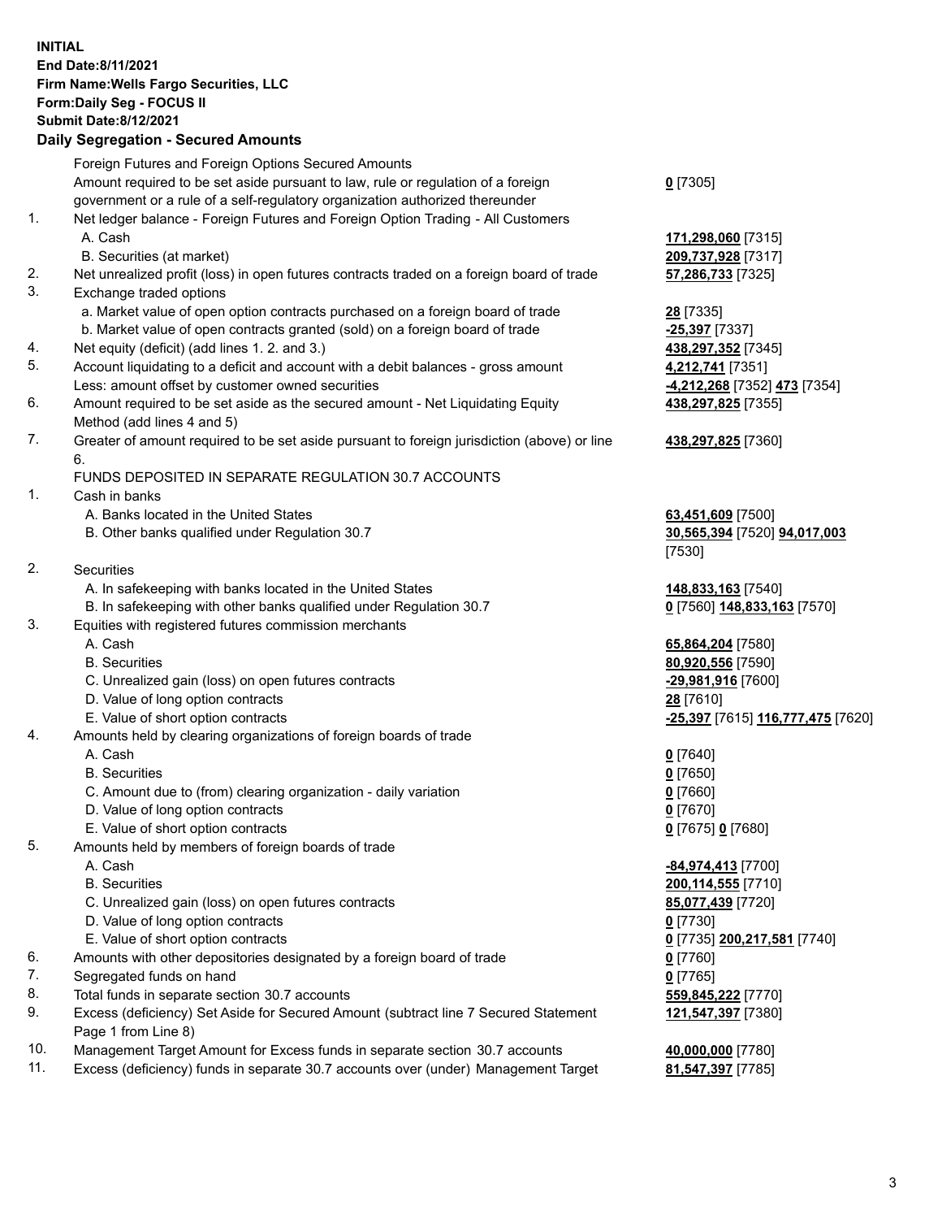**INITIAL**
**End Date:8/11/2021**
**Firm Name:Wells Fargo Securities, LLC**
**Form:Daily Seg - FOCUS II**
**Submit Date:8/12/2021**

## Daily Segregation - Secured Amounts

| | | |
|---|---|---|
| | Foreign Futures and Foreign Options Secured Amounts | |
| | Amount required to be set aside pursuant to law, rule or regulation of a foreign government or a rule of a self-regulatory organization authorized thereunder | **0** [7305] |
| 1. | Net ledger balance - Foreign Futures and Foreign Option Trading - All Customers | |
| | A. Cash | **171,298,060** [7315] |
| | B. Securities (at market) | **209,737,928** [7317] |
| 2. | Net unrealized profit (loss) in open futures contracts traded on a foreign board of trade | **57,286,733** [7325] |
| 3. | Exchange traded options | |
| | a. Market value of open option contracts purchased on a foreign board of trade | **28** [7335] |
| | b. Market value of open contracts granted (sold) on a foreign board of trade | **-25,397** [7337] |
| 4. | Net equity (deficit) (add lines 1. 2. and 3.) | **438,297,352** [7345] |
| 5. | Account liquidating to a deficit and account with a debit balances - gross amount | **4,212,741** [7351] |
| | Less: amount offset by customer owned securities | **-4,212,268** [7352] **473** [7354] |
| 6. | Amount required to be set aside as the secured amount - Net Liquidating Equity Method (add lines 4 and 5) | **438,297,825** [7355] |
| 7. | Greater of amount required to be set aside pursuant to foreign jurisdiction (above) or line 6. | **438,297,825** [7360] |
| | FUNDS DEPOSITED IN SEPARATE REGULATION 30.7 ACCOUNTS | |
| 1. | Cash in banks | |
| | A. Banks located in the United States | **63,451,609** [7500] |
| | B. Other banks qualified under Regulation 30.7 | **30,565,394** [7520] **94,017,003** [7530] |
| 2. | Securities | |
| | A. In safekeeping with banks located in the United States | **148,833,163** [7540] |
| | B. In safekeeping with other banks qualified under Regulation 30.7 | **0** [7560] **148,833,163** [7570] |
| 3. | Equities with registered futures commission merchants | |
| | A. Cash | **65,864,204** [7580] |
| | B. Securities | **80,920,556** [7590] |
| | C. Unrealized gain (loss) on open futures contracts | **-29,981,916** [7600] |
| | D. Value of long option contracts | **28** [7610] |
| | E. Value of short option contracts | **-25,397** [7615] **116,777,475** [7620] |
| 4. | Amounts held by clearing organizations of foreign boards of trade | |
| | A. Cash | **0** [7640] |
| | B. Securities | **0** [7650] |
| | C. Amount due to (from) clearing organization - daily variation | **0** [7660] |
| | D. Value of long option contracts | **0** [7670] |
| | E. Value of short option contracts | **0** [7675] **0** [7680] |
| 5. | Amounts held by members of foreign boards of trade | |
| | A. Cash | **-84,974,413** [7700] |
| | B. Securities | **200,114,555** [7710] |
| | C. Unrealized gain (loss) on open futures contracts | **85,077,439** [7720] |
| | D. Value of long option contracts | **0** [7730] |
| | E. Value of short option contracts | **0** [7735] **200,217,581** [7740] |
| 6. | Amounts with other depositories designated by a foreign board of trade | **0** [7760] |
| 7. | Segregated funds on hand | **0** [7765] |
| 8. | Total funds in separate section 30.7 accounts | **559,845,222** [7770] |
| 9. | Excess (deficiency) Set Aside for Secured Amount (subtract line 7 Secured Statement Page 1 from Line 8) | **121,547,397** [7380] |
| 10. | Management Target Amount for Excess funds in separate section 30.7 accounts | **40,000,000** [7780] |
| 11. | Excess (deficiency) funds in separate 30.7 accounts over (under) Management Target | **81,547,397** [7785] |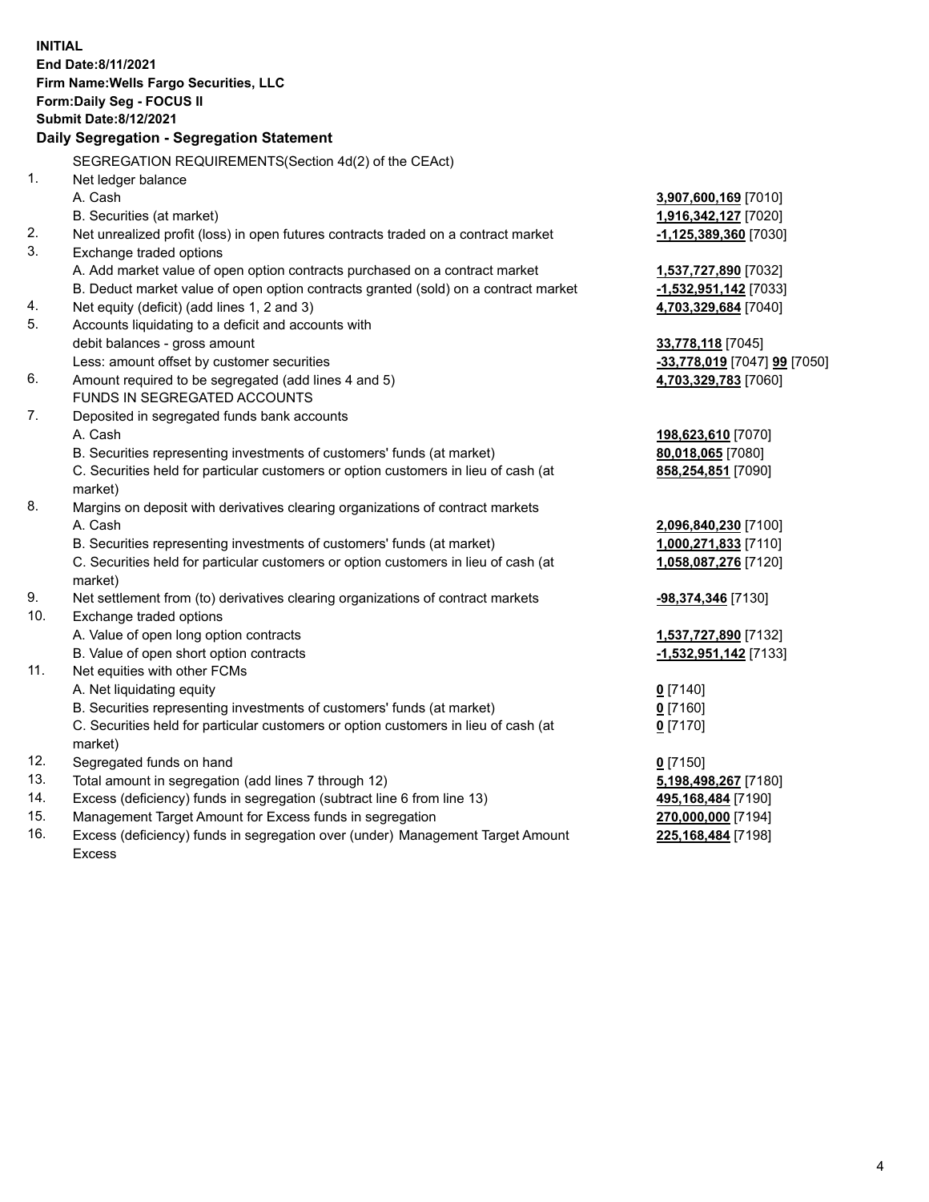**INITIAL**
**End Date:8/11/2021**
**Firm Name:Wells Fargo Securities, LLC**
**Form:Daily Seg - FOCUS II**
**Submit Date:8/12/2021**

## Daily Segregation - Segregation Statement

SEGREGATION REQUIREMENTS(Section 4d(2) of the CEAct)

| | | |
|---|---|---|
| 1. | Net ledger balance | |
| | A. Cash | **3,907,600,169** [7010] |
| | B. Securities (at market) | **1,916,342,127** [7020] |
| 2. | Net unrealized profit (loss) in open futures contracts traded on a contract market | **-1,125,389,360** [7030] |
| 3. | Exchange traded options | |
| | A. Add market value of open option contracts purchased on a contract market | **1,537,727,890** [7032] |
| | B. Deduct market value of open option contracts granted (sold) on a contract market | **-1,532,951,142** [7033] |
| 4. | Net equity (deficit) (add lines 1, 2 and 3) | **4,703,329,684** [7040] |
| 5. | Accounts liquidating to a deficit and accounts with debit balances - gross amount | **33,778,118** [7045] |
| | Less: amount offset by customer securities | **-33,778,019** [7047] **99** [7050] |
| 6. | Amount required to be segregated (add lines 4 and 5) | **4,703,329,783** [7060] |
| | FUNDS IN SEGREGATED ACCOUNTS | |
| 7. | Deposited in segregated funds bank accounts | |
| | A. Cash | **198,623,610** [7070] |
| | B. Securities representing investments of customers' funds (at market) | **80,018,065** [7080] |
| | C. Securities held for particular customers or option customers in lieu of cash (at market) | **858,254,851** [7090] |
| 8. | Margins on deposit with derivatives clearing organizations of contract markets | |
| | A. Cash | **2,096,840,230** [7100] |
| | B. Securities representing investments of customers' funds (at market) | **1,000,271,833** [7110] |
| | C. Securities held for particular customers or option customers in lieu of cash (at market) | **1,058,087,276** [7120] |
| 9. | Net settlement from (to) derivatives clearing organizations of contract markets | **-98,374,346** [7130] |
| 10. | Exchange traded options | |
| | A. Value of open long option contracts | **1,537,727,890** [7132] |
| | B. Value of open short option contracts | **-1,532,951,142** [7133] |
| 11. | Net equities with other FCMs | |
| | A. Net liquidating equity | **0** [7140] |
| | B. Securities representing investments of customers' funds (at market) | **0** [7160] |
| | C. Securities held for particular customers or option customers in lieu of cash (at market) | **0** [7170] |
| 12. | Segregated funds on hand | **0** [7150] |
| 13. | Total amount in segregation (add lines 7 through 12) | **5,198,498,267** [7180] |
| 14. | Excess (deficiency) funds in segregation (subtract line 6 from line 13) | **495,168,484** [7190] |
| 15. | Management Target Amount for Excess funds in segregation | **270,000,000** [7194] |
| 16. | Excess (deficiency) funds in segregation over (under) Management Target Amount Excess | **225,168,484** [7198] |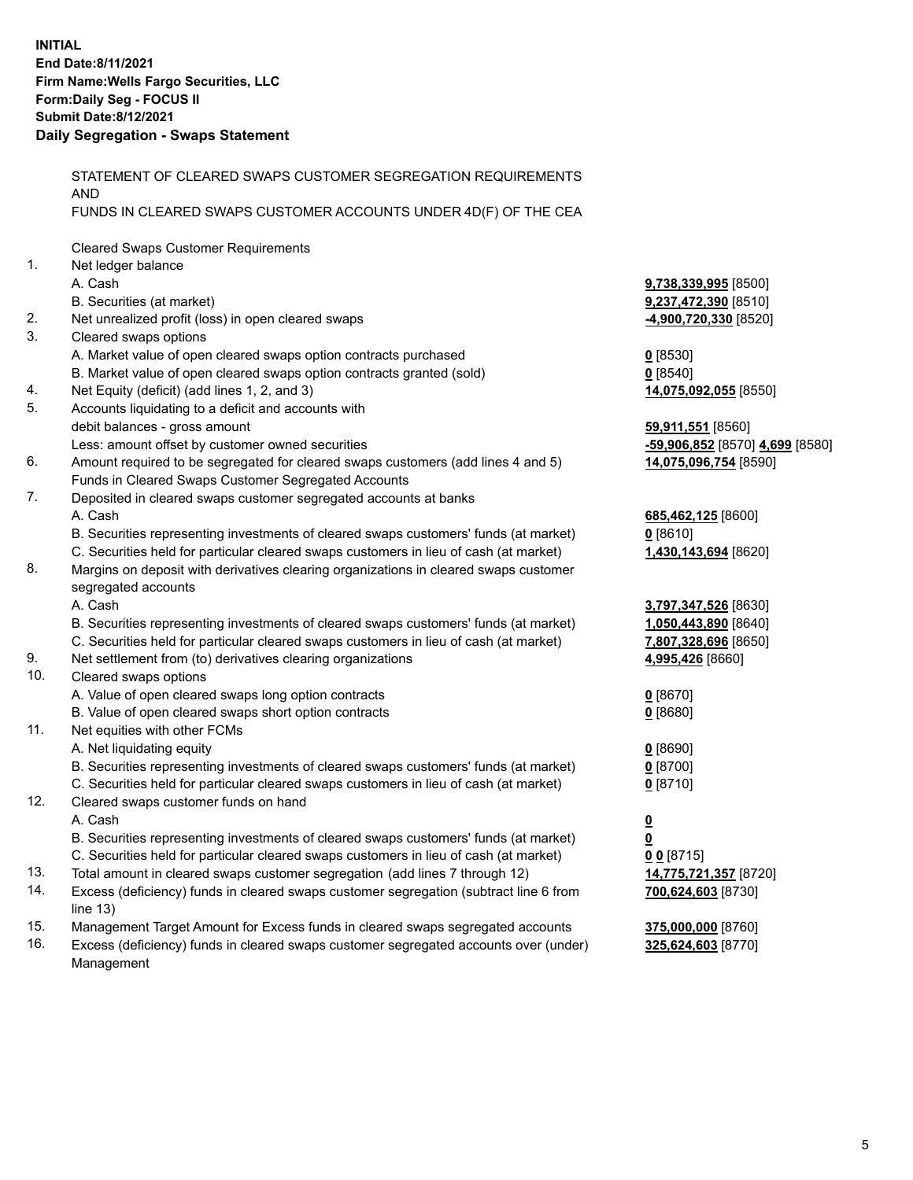**INITIAL**
**End Date:8/11/2021**
**Firm Name:Wells Fargo Securities, LLC**
**Form:Daily Seg - FOCUS II**
**Submit Date:8/12/2021**
**Daily Segregation - Swaps Statement**

STATEMENT OF CLEARED SWAPS CUSTOMER SEGREGATION REQUIREMENTS AND FUNDS IN CLEARED SWAPS CUSTOMER ACCOUNTS UNDER 4D(F) OF THE CEA

| | | |
|---|---|---|
| | Cleared Swaps Customer Requirements | |
| 1. | Net ledger balance | |
| | A. Cash | **9,738,339,995** [8500] |
| | B. Securities (at market) | **9,237,472,390** [8510] |
| 2. | Net unrealized profit (loss) in open cleared swaps | **-4,900,720,330** [8520] |
| 3. | Cleared swaps options | |
| | A. Market value of open cleared swaps option contracts purchased | **0** [8530] |
| | B. Market value of open cleared swaps option contracts granted (sold) | **0** [8540] |
| 4. | Net Equity (deficit) (add lines 1, 2, and 3) | **14,075,092,055** [8550] |
| 5. | Accounts liquidating to a deficit and accounts with debit balances - gross amount | **59,911,551** [8560] |
| | Less: amount offset by customer owned securities | **-59,906,852** [8570] **4,699** [8580] |
| 6. | Amount required to be segregated for cleared swaps customers (add lines 4 and 5) | **14,075,096,754** [8590] |
| | Funds in Cleared Swaps Customer Segregated Accounts | |
| 7. | Deposited in cleared swaps customer segregated accounts at banks | |
| | A. Cash | **685,462,125** [8600] |
| | B. Securities representing investments of cleared swaps customers' funds (at market) | **0** [8610] |
| | C. Securities held for particular cleared swaps customers in lieu of cash (at market) | **1,430,143,694** [8620] |
| 8. | Margins on deposit with derivatives clearing organizations in cleared swaps customer segregated accounts | |
| | A. Cash | **3,797,347,526** [8630] |
| | B. Securities representing investments of cleared swaps customers' funds (at market) | **1,050,443,890** [8640] |
| | C. Securities held for particular cleared swaps customers in lieu of cash (at market) | **7,807,328,696** [8650] |
| 9. | Net settlement from (to) derivatives clearing organizations | **4,995,426** [8660] |
| 10. | Cleared swaps options | |
| | A. Value of open cleared swaps long option contracts | **0** [8670] |
| | B. Value of open cleared swaps short option contracts | **0** [8680] |
| 11. | Net equities with other FCMs | |
| | A. Net liquidating equity | **0** [8690] |
| | B. Securities representing investments of cleared swaps customers' funds (at market) | **0** [8700] |
| | C. Securities held for particular cleared swaps customers in lieu of cash (at market) | **0** [8710] |
| 12. | Cleared swaps customer funds on hand | |
| | A. Cash | **0** |
| | B. Securities representing investments of cleared swaps customers' funds (at market) | **0** |
| | C. Securities held for particular cleared swaps customers in lieu of cash (at market) | **0** **0** [8715] |
| 13. | Total amount in cleared swaps customer segregation (add lines 7 through 12) | **14,775,721,357** [8720] |
| 14. | Excess (deficiency) funds in cleared swaps customer segregation (subtract line 6 from line 13) | **700,624,603** [8730] |
| 15. | Management Target Amount for Excess funds in cleared swaps segregated accounts | **375,000,000** [8760] |
| 16. | Excess (deficiency) funds in cleared swaps customer segregated accounts over (under) Management | **325,624,603** [8770] |